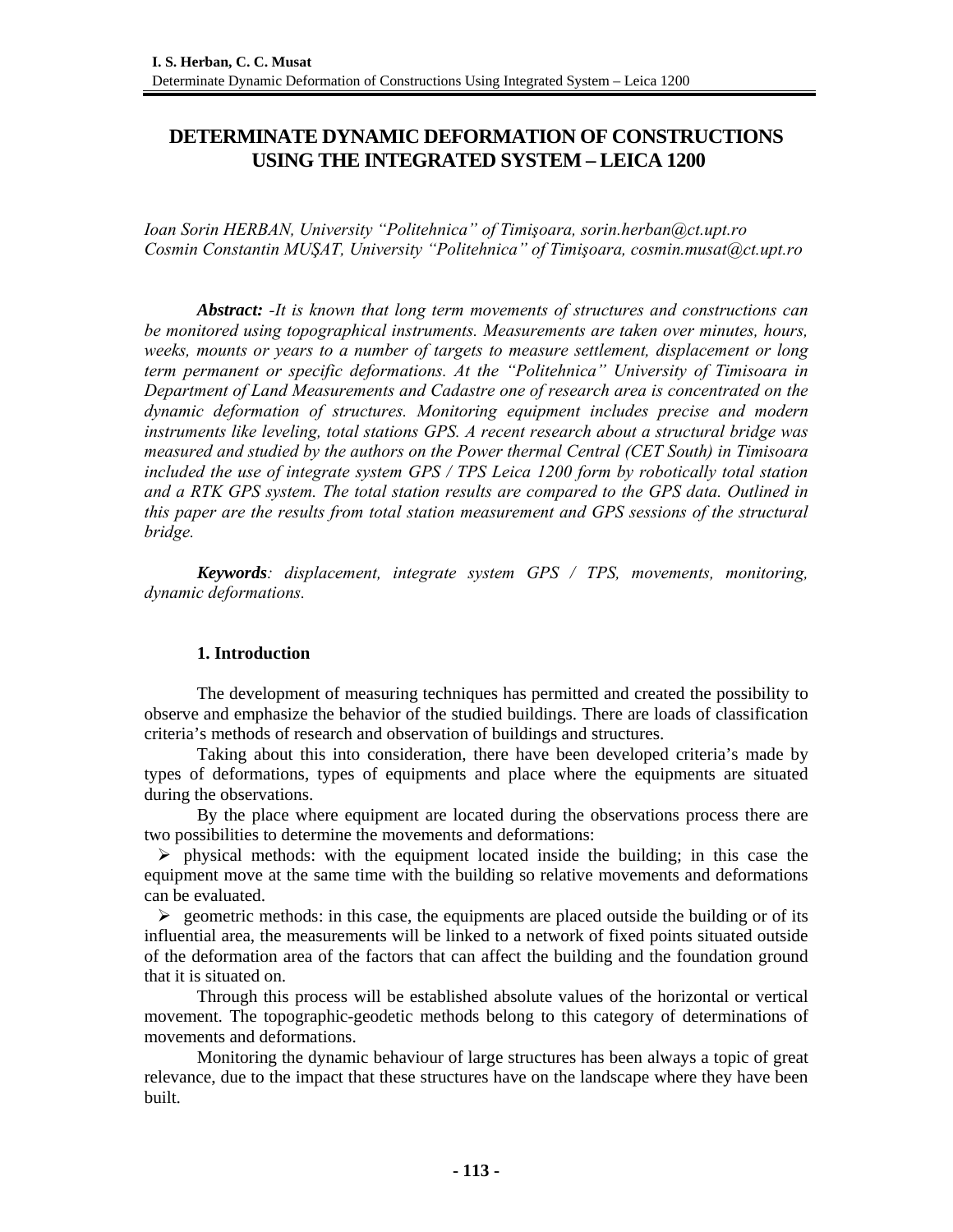# DETERMINATE DYNAMIC DEFORMATION OF CONSTRUCTIONS USING THE INTEGRATED SYSTEM – LEICA 1200

*Ioan Sorin HERBAN, University "Politehnica" of Timişoara, sorin.herban@ct.upt.ro*
*Cosmin Constantin MUŞAT, University "Politehnica" of Timişoara, cosmin.musat@ct.upt.ro*

***Abstract:*** *-It is known that long term movements of structures and constructions can be monitored using topographical instruments. Measurements are taken over minutes, hours, weeks, mounts or years to a number of targets to measure settlement, displacement or long term permanent or specific deformations. At the "Politehnica" University of Timisoara in Department of Land Measurements and Cadastre one of research area is concentrated on the dynamic deformation of structures. Monitoring equipment includes precise and modern instruments like leveling, total stations GPS. A recent research about a structural bridge was measured and studied by the authors on the Power thermal Central (CET South) in Timisoara included the use of integrate system GPS / TPS Leica 1200 form by robotically total station and a RTK GPS system. The total station results are compared to the GPS data. Outlined in this paper are the results from total station measurement and GPS sessions of the structural bridge.*

***Keywords****: displacement, integrate system GPS / TPS, movements, monitoring, dynamic deformations.*

## 1. Introduction

The development of measuring techniques has permitted and created the possibility to observe and emphasize the behavior of the studied buildings. There are loads of classification criteria's methods of research and observation of buildings and structures.

Taking about this into consideration, there have been developed criteria's made by types of deformations, types of equipments and place where the equipments are situated during the observations.

By the place where equipment are located during the observations process there are two possibilities to determine the movements and deformations:

- physical methods: with the equipment located inside the building; in this case the equipment move at the same time with the building so relative movements and deformations can be evaluated.
- geometric methods: in this case, the equipments are placed outside the building or of its influential area, the measurements will be linked to a network of fixed points situated outside of the deformation area of the factors that can affect the building and the foundation ground that it is situated on.

Through this process will be established absolute values of the horizontal or vertical movement. The topographic-geodetic methods belong to this category of determinations of movements and deformations.

Monitoring the dynamic behaviour of large structures has been always a topic of great relevance, due to the impact that these structures have on the landscape where they have been built.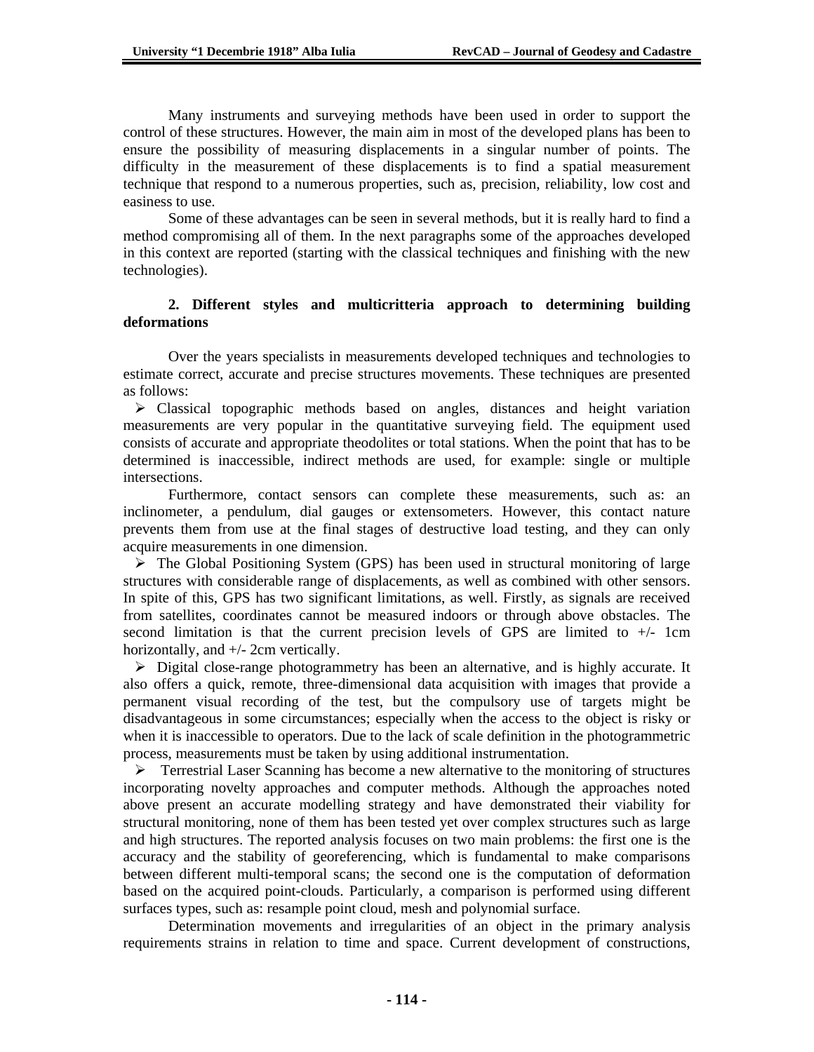Many instruments and surveying methods have been used in order to support the control of these structures. However, the main aim in most of the developed plans has been to ensure the possibility of measuring displacements in a singular number of points. The difficulty in the measurement of these displacements is to find a spatial measurement technique that respond to a numerous properties, such as, precision, reliability, low cost and easiness to use.

Some of these advantages can be seen in several methods, but it is really hard to find a method compromising all of them. In the next paragraphs some of the approaches developed in this context are reported (starting with the classical techniques and finishing with the new technologies).

## 2. Different styles and multicritteria approach to determining building deformations

Over the years specialists in measurements developed techniques and technologies to estimate correct, accurate and precise structures movements. These techniques are presented as follows:

- Classical topographic methods based on angles, distances and height variation measurements are very popular in the quantitative surveying field. The equipment used consists of accurate and appropriate theodolites or total stations. When the point that has to be determined is inaccessible, indirect methods are used, for example: single or multiple intersections.

  Furthermore, contact sensors can complete these measurements, such as: an inclinometer, a pendulum, dial gauges or extensometers. However, this contact nature prevents them from use at the final stages of destructive load testing, and they can only acquire measurements in one dimension.

- The Global Positioning System (GPS) has been used in structural monitoring of large structures with considerable range of displacements, as well as combined with other sensors. In spite of this, GPS has two significant limitations, as well. Firstly, as signals are received from satellites, coordinates cannot be measured indoors or through above obstacles. The second limitation is that the current precision levels of GPS are limited to +/- 1cm horizontally, and +/- 2cm vertically.

- Digital close-range photogrammetry has been an alternative, and is highly accurate. It also offers a quick, remote, three-dimensional data acquisition with images that provide a permanent visual recording of the test, but the compulsory use of targets might be disadvantageous in some circumstances; especially when the access to the object is risky or when it is inaccessible to operators. Due to the lack of scale definition in the photogrammetric process, measurements must be taken by using additional instrumentation.

- Terrestrial Laser Scanning has become a new alternative to the monitoring of structures incorporating novelty approaches and computer methods. Although the approaches noted above present an accurate modelling strategy and have demonstrated their viability for structural monitoring, none of them has been tested yet over complex structures such as large and high structures. The reported analysis focuses on two main problems: the first one is the accuracy and the stability of georeferencing, which is fundamental to make comparisons between different multi-temporal scans; the second one is the computation of deformation based on the acquired point-clouds. Particularly, a comparison is performed using different surfaces types, such as: resample point cloud, mesh and polynomial surface.

Determination movements and irregularities of an object in the primary analysis requirements strains in relation to time and space. Current development of constructions,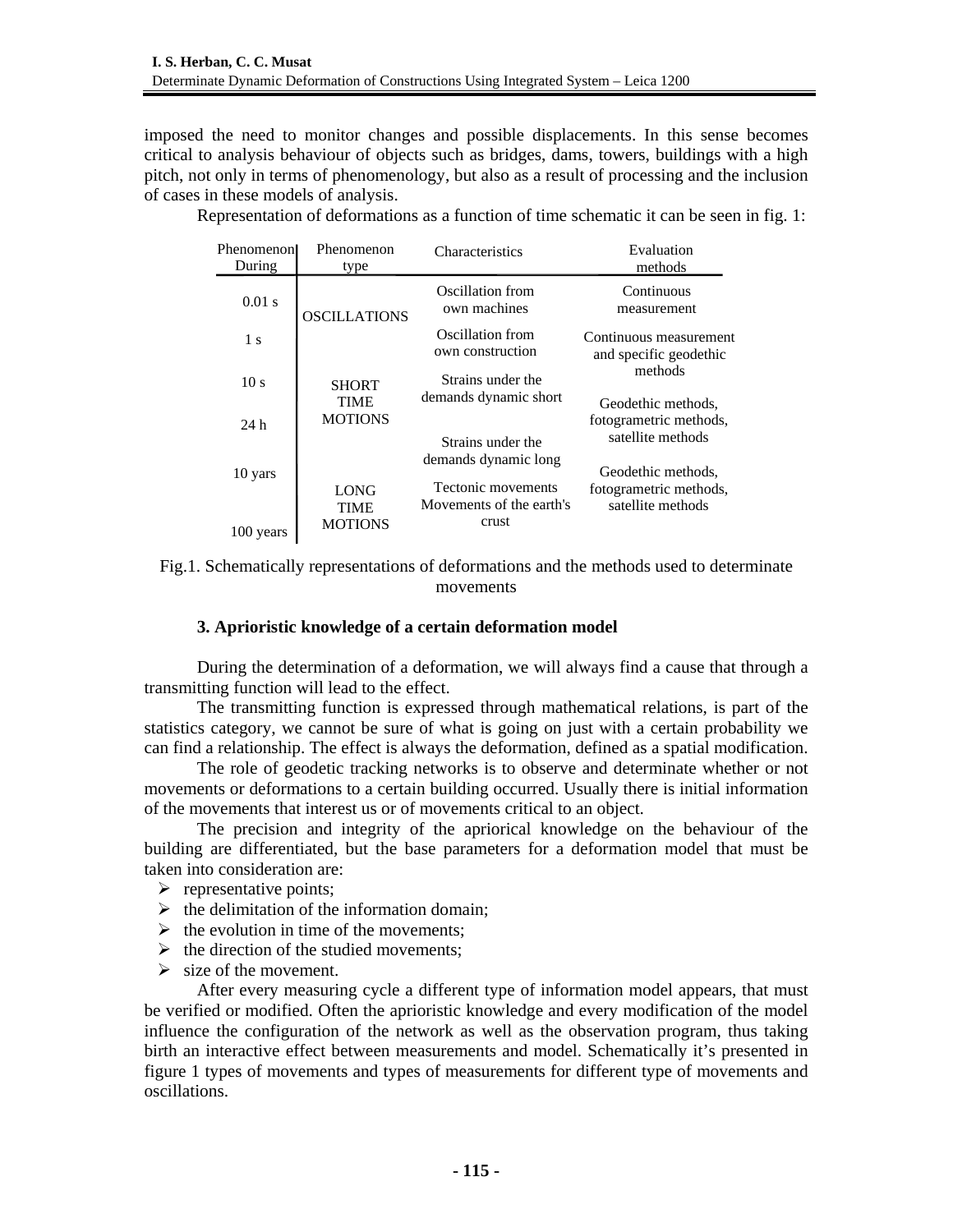imposed the need to monitor changes and possible displacements. In this sense becomes critical to analysis behaviour of objects such as bridges, dams, towers, buildings with a high pitch, not only in terms of phenomenology, but also as a result of processing and the inclusion of cases in these models of analysis.

Representation of deformations as a function of time schematic it can be seen in fig. 1:

| Phenomenon During | Phenomenon type | Characteristics | Evaluation methods |
|---|---|---|---|
| 0.01 s | OSCILLATIONS | Oscillation from own machines | Continuous measurement |
| 1 s | | Oscillation from own construction | Continuous measurement and specific geodethic methods |
| 10 s | SHORT TIME MOTIONS | Strains under the demands dynamic short | |
| 24 h | | | Geodethic methods, fotogrametric methods, satellite methods |
| | | Strains under the demands dynamic long | |
| 10 yars | LONG TIME MOTIONS | Tectonic movements Movements of the earth's crust | Geodethic methods, fotogrametric methods, satellite methods |
| 100 years | | | |

Fig.1. Schematically representations of deformations and the methods used to determinate movements

### 3. Aprioristic knowledge of a certain deformation model

During the determination of a deformation, we will always find a cause that through a transmitting function will lead to the effect.

The transmitting function is expressed through mathematical relations, is part of the statistics category, we cannot be sure of what is going on just with a certain probability we can find a relationship. The effect is always the deformation, defined as a spatial modification.

The role of geodetic tracking networks is to observe and determinate whether or not movements or deformations to a certain building occurred. Usually there is initial information of the movements that interest us or of movements critical to an object.

The precision and integrity of the apriorical knowledge on the behaviour of the building are differentiated, but the base parameters for a deformation model that must be taken into consideration are:

- representative points;
- the delimitation of the information domain;
- the evolution in time of the movements;
- the direction of the studied movements;
- size of the movement.

After every measuring cycle a different type of information model appears, that must be verified or modified. Often the aprioristic knowledge and every modification of the model influence the configuration of the network as well as the observation program, thus taking birth an interactive effect between measurements and model. Schematically it's presented in figure 1 types of movements and types of measurements for different type of movements and oscillations.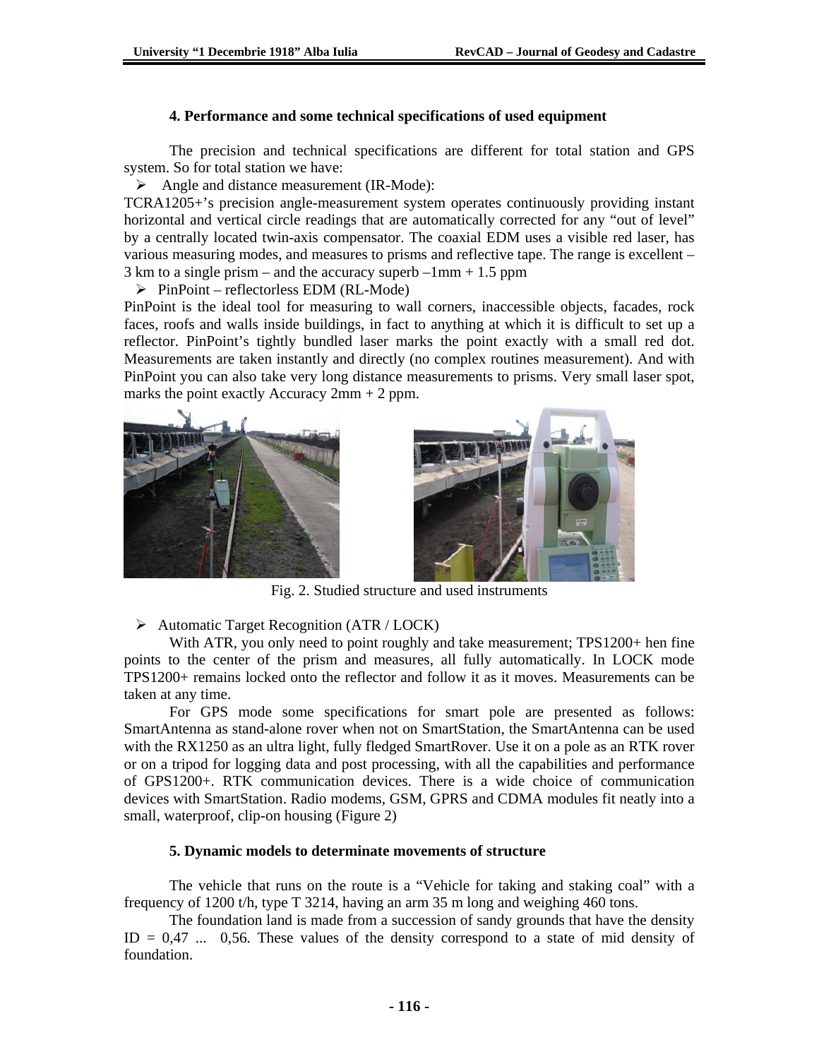### 4. Performance and some technical specifications of used equipment

The precision and technical specifications are different for total station and GPS system. So for total station we have:

- Angle and distance measurement (IR-Mode):

TCRA1205+'s precision angle-measurement system operates continuously providing instant horizontal and vertical circle readings that are automatically corrected for any "out of level" by a centrally located twin-axis compensator. The coaxial EDM uses a visible red laser, has various measuring modes, and measures to prisms and reflective tape. The range is excellent – 3 km to a single prism – and the accuracy superb –1mm + 1.5 ppm

- PinPoint – reflectorless EDM (RL-Mode)

PinPoint is the ideal tool for measuring to wall corners, inaccessible objects, facades, rock faces, roofs and walls inside buildings, in fact to anything at which it is difficult to set up a reflector. PinPoint's tightly bundled laser marks the point exactly with a small red dot. Measurements are taken instantly and directly (no complex routines measurement). And with PinPoint you can also take very long distance measurements to prisms. Very small laser spot, marks the point exactly Accuracy 2mm + 2 ppm.

Fig. 2. Studied structure and used instruments

- Automatic Target Recognition (ATR / LOCK)

With ATR, you only need to point roughly and take measurement; TPS1200+ hen fine points to the center of the prism and measures, all fully automatically. In LOCK mode TPS1200+ remains locked onto the reflector and follow it as it moves. Measurements can be taken at any time.

For GPS mode some specifications for smart pole are presented as follows: SmartAntenna as stand-alone rover when not on SmartStation, the SmartAntenna can be used with the RX1250 as an ultra light, fully fledged SmartRover. Use it on a pole as an RTK rover or on a tripod for logging data and post processing, with all the capabilities and performance of GPS1200+. RTK communication devices. There is a wide choice of communication devices with SmartStation. Radio modems, GSM, GPRS and CDMA modules fit neatly into a small, waterproof, clip-on housing (Figure 2)

### 5. Dynamic models to determinate movements of structure

The vehicle that runs on the route is a "Vehicle for taking and staking coal" with a frequency of 1200 t/h, type T 3214, having an arm 35 m long and weighing 460 tons.

The foundation land is made from a succession of sandy grounds that have the density ID = 0,47 ... 0,56. These values of the density correspond to a state of mid density of foundation.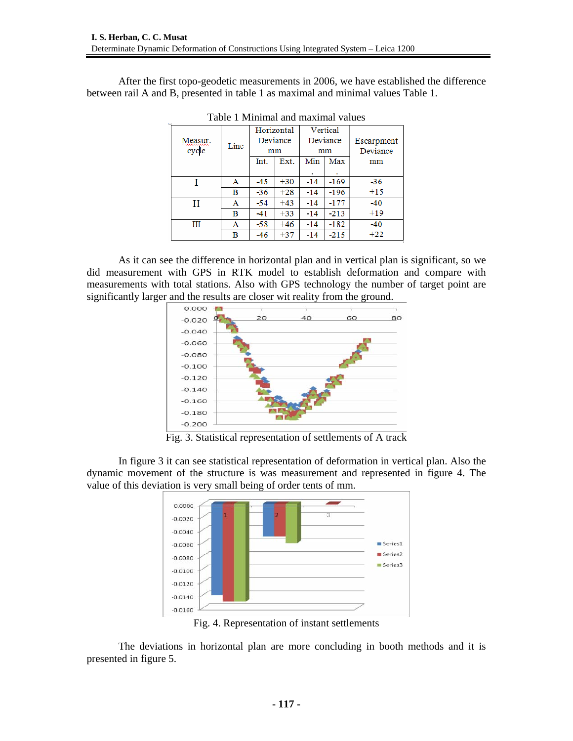After the first topo-geodetic measurements in 2006, we have established the difference between rail A and B, presented in table 1 as maximal and minimal values Table 1.

Table 1 Minimal and maximal values

| Measur. cycle | Line | Horizontal Deviance mm | | Vertical Deviance mm | | Escarpment Deviance mm |
|---|---|---|---|---|---|---|
| | | Int. | Ext. | Min. | Max. | |
| I | A | -45 | +30 | -14 | -169 | -36 |
| | B | -36 | +28 | -14 | -196 | +15 |
| II | A | -54 | +43 | -14 | -177 | -40 |
| | B | -41 | +33 | -14 | -213 | +19 |
| III | A | -58 | +46 | -14 | -182 | -40 |
| | B | -46 | +37 | -14 | -215 | +22 |

As it can see the difference in horizontal plan and in vertical plan is significant, so we did measurement with GPS in RTK model to establish deformation and compare with measurements with total stations. Also with GPS technology the number of target point are significantly larger and the results are closer wit reality from the ground.

Fig. 3. Statistical representation of settlements of A track

In figure 3 it can see statistical representation of deformation in vertical plan. Also the dynamic movement of the structure is was measurement and represented in figure 4. The value of this deviation is very small being of order tens of mm.

Fig. 4. Representation of instant settlements

The deviations in horizontal plan are more concluding in booth methods and it is presented in figure 5.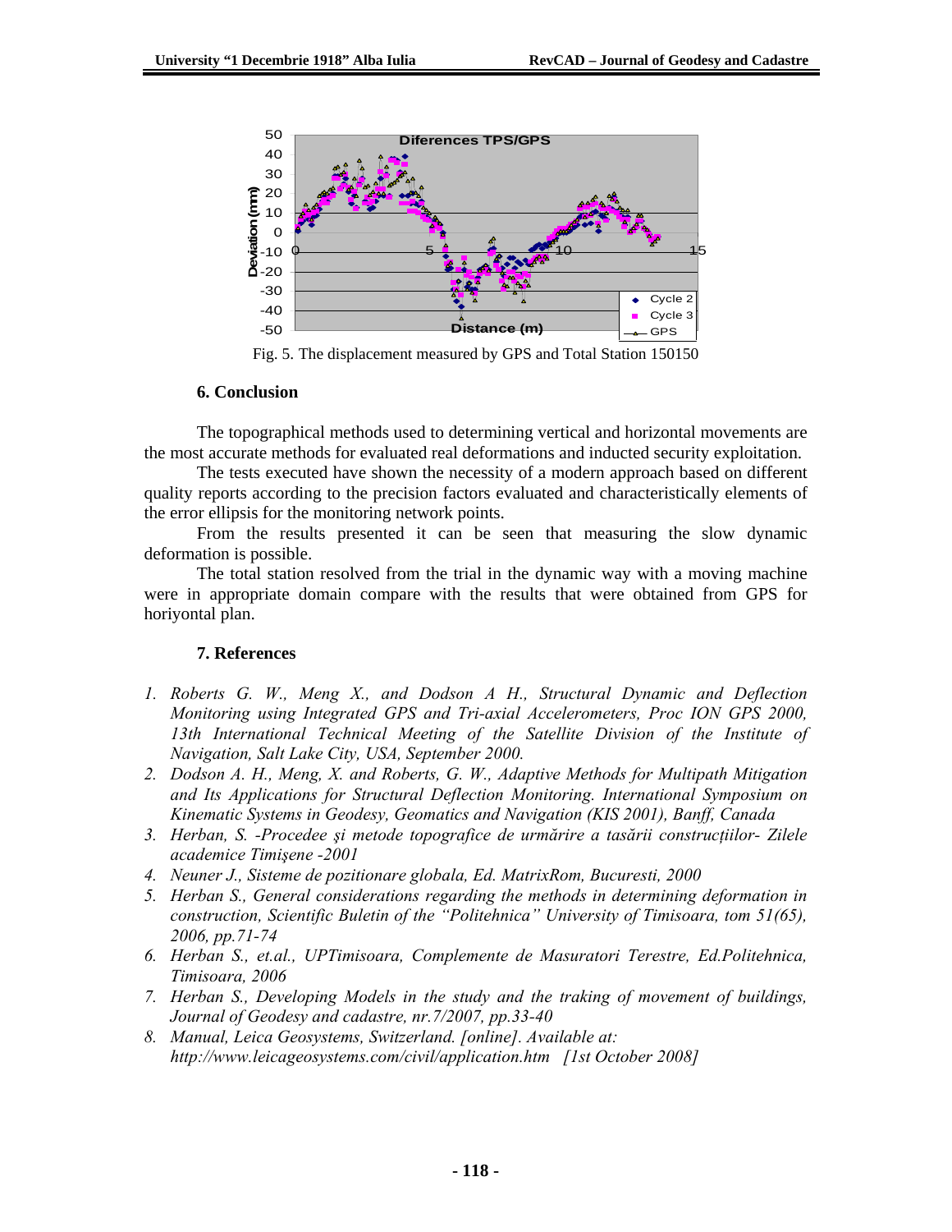Diferences TPS/GPS

Deviation (mm)

50
40
30
20
10
0
-10
-20
-30
-40
-50

0
5
10
15

Distance (m)

Cycle 2
Cycle 3
GPS

Fig. 5. The displacement measured by GPS and Total Station 150150

### 6. Conclusion

The topographical methods used to determining vertical and horizontal movements are the most accurate methods for evaluated real deformations and inducted security exploitation.

The tests executed have shown the necessity of a modern approach based on different quality reports according to the precision factors evaluated and characteristically elements of the error ellipsis for the monitoring network points.

From the results presented it can be seen that measuring the slow dynamic deformation is possible.

The total station resolved from the trial in the dynamic way with a moving machine were in appropriate domain compare with the results that were obtained from GPS for horiyontal plan.

### 7. References

1. *Roberts G. W., Meng X., and Dodson A H., Structural Dynamic and Deflection Monitoring using Integrated GPS and Tri-axial Accelerometers, Proc ION GPS 2000, 13th International Technical Meeting of the Satellite Division of the Institute of Navigation, Salt Lake City, USA, September 2000.*
2. *Dodson A. H., Meng, X. and Roberts, G. W., Adaptive Methods for Multipath Mitigation and Its Applications for Structural Deflection Monitoring. International Symposium on Kinematic Systems in Geodesy, Geomatics and Navigation (KIS 2001), Banff, Canada*
3. *Herban, S. -Procedee şi metode topografice de urmărire a tasării construcţiilor- Zilele academice Timişene -2001*
4. *Neuner J., Sisteme de pozitionare globala, Ed. MatrixRom, Bucuresti, 2000*
5. *Herban S., General considerations regarding the methods in determining deformation in construction, Scientific Buletin of the "Politehnica" University of Timisoara, tom 51(65), 2006, pp.71-74*
6. *Herban S., et.al., UPTimisoara, Complemente de Masuratori Terestre, Ed.Politehnica, Timisoara, 2006*
7. *Herban S., Developing Models in the study and the traking of movement of buildings, Journal of Geodesy and cadastre, nr.7/2007, pp.33-40*
8. *Manual, Leica Geosystems, Switzerland. [online]. Available at: http://www.leicageosystems.com/civil/application.htm [1st October 2008]*